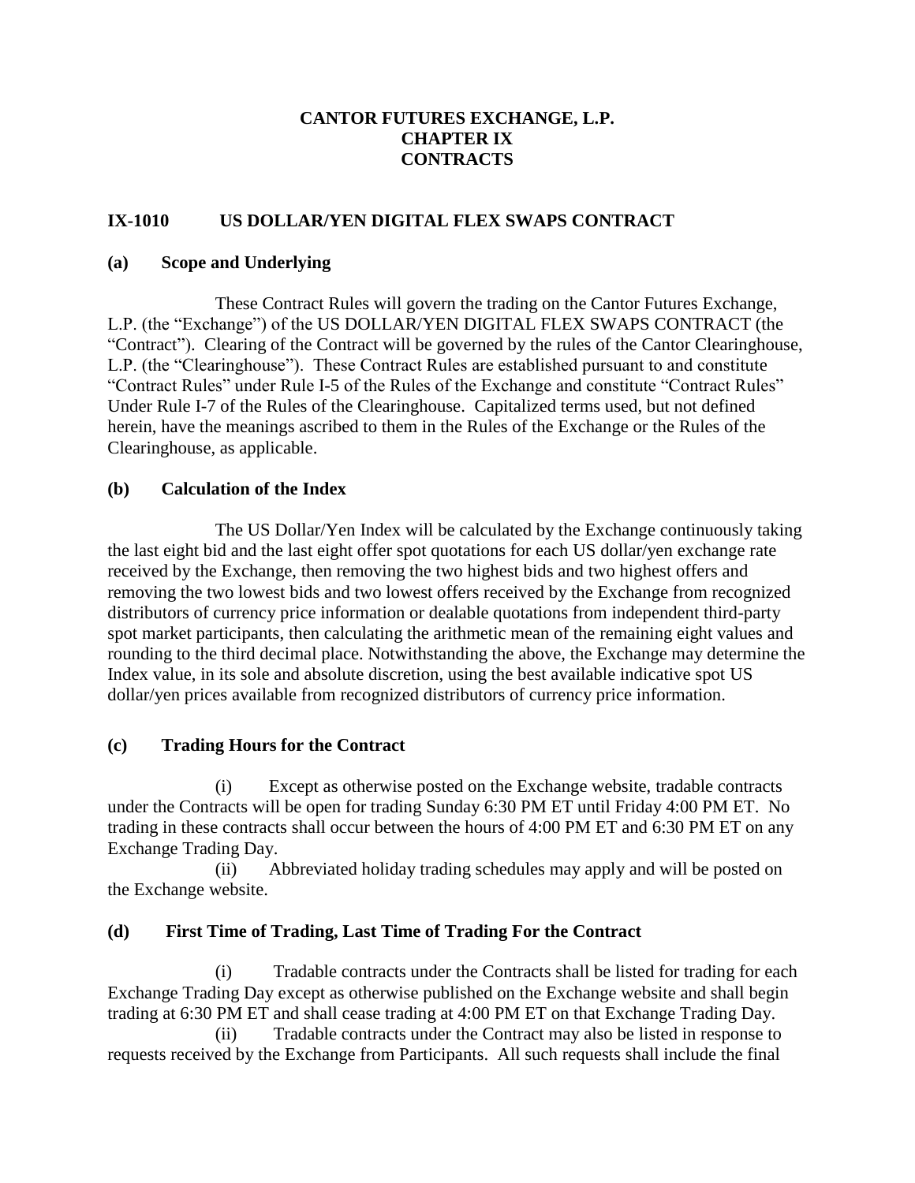**CANTOR FUTURES EXCHANGE, L.P.**
**CHAPTER IX**
**CONTRACTS**

## IX-1010 US DOLLAR/YEN DIGITAL FLEX SWAPS CONTRACT

### (a) Scope and Underlying

These Contract Rules will govern the trading on the Cantor Futures Exchange, L.P. (the "Exchange") of the US DOLLAR/YEN DIGITAL FLEX SWAPS CONTRACT (the "Contract"). Clearing of the Contract will be governed by the rules of the Cantor Clearinghouse, L.P. (the "Clearinghouse"). These Contract Rules are established pursuant to and constitute "Contract Rules" under Rule I-5 of the Rules of the Exchange and constitute "Contract Rules" Under Rule I-7 of the Rules of the Clearinghouse. Capitalized terms used, but not defined herein, have the meanings ascribed to them in the Rules of the Exchange or the Rules of the Clearinghouse, as applicable.

### (b) Calculation of the Index

The US Dollar/Yen Index will be calculated by the Exchange continuously taking the last eight bid and the last eight offer spot quotations for each US dollar/yen exchange rate received by the Exchange, then removing the two highest bids and two highest offers and removing the two lowest bids and two lowest offers received by the Exchange from recognized distributors of currency price information or dealable quotations from independent third-party spot market participants, then calculating the arithmetic mean of the remaining eight values and rounding to the third decimal place. Notwithstanding the above, the Exchange may determine the Index value, in its sole and absolute discretion, using the best available indicative spot US dollar/yen prices available from recognized distributors of currency price information.

### (c) Trading Hours for the Contract

(i) Except as otherwise posted on the Exchange website, tradable contracts under the Contracts will be open for trading Sunday 6:30 PM ET until Friday 4:00 PM ET. No trading in these contracts shall occur between the hours of 4:00 PM ET and 6:30 PM ET on any Exchange Trading Day.

(ii) Abbreviated holiday trading schedules may apply and will be posted on the Exchange website.

### (d) First Time of Trading, Last Time of Trading For the Contract

(i) Tradable contracts under the Contracts shall be listed for trading for each Exchange Trading Day except as otherwise published on the Exchange website and shall begin trading at 6:30 PM ET and shall cease trading at 4:00 PM ET on that Exchange Trading Day.

(ii) Tradable contracts under the Contract may also be listed in response to requests received by the Exchange from Participants. All such requests shall include the final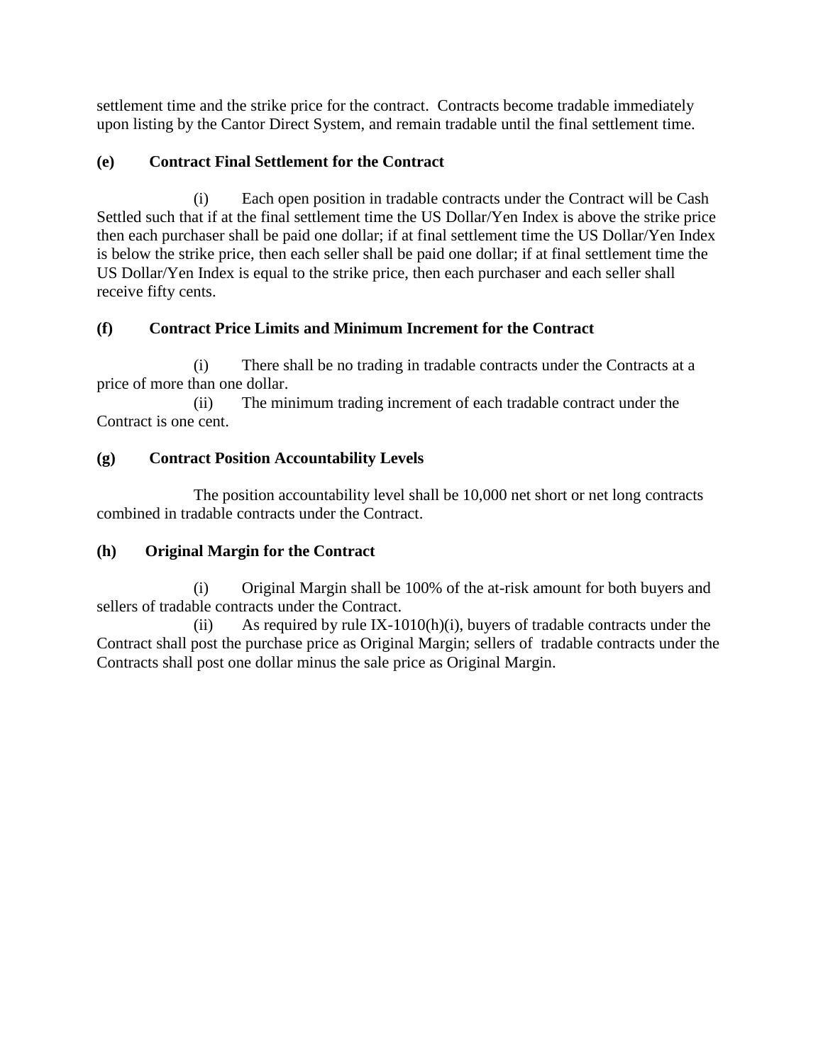settlement time and the strike price for the contract. Contracts become tradable immediately upon listing by the Cantor Direct System, and remain tradable until the final settlement time.

**(e) Contract Final Settlement for the Contract**

(i) Each open position in tradable contracts under the Contract will be Cash Settled such that if at the final settlement time the US Dollar/Yen Index is above the strike price then each purchaser shall be paid one dollar; if at final settlement time the US Dollar/Yen Index is below the strike price, then each seller shall be paid one dollar; if at final settlement time the US Dollar/Yen Index is equal to the strike price, then each purchaser and each seller shall receive fifty cents.

**(f) Contract Price Limits and Minimum Increment for the Contract**

(i) There shall be no trading in tradable contracts under the Contracts at a price of more than one dollar.

(ii) The minimum trading increment of each tradable contract under the Contract is one cent.

**(g) Contract Position Accountability Levels**

The position accountability level shall be 10,000 net short or net long contracts combined in tradable contracts under the Contract.

**(h) Original Margin for the Contract**

(i) Original Margin shall be 100% of the at-risk amount for both buyers and sellers of tradable contracts under the Contract.

(ii) As required by rule IX-1010(h)(i), buyers of tradable contracts under the Contract shall post the purchase price as Original Margin; sellers of tradable contracts under the Contracts shall post one dollar minus the sale price as Original Margin.